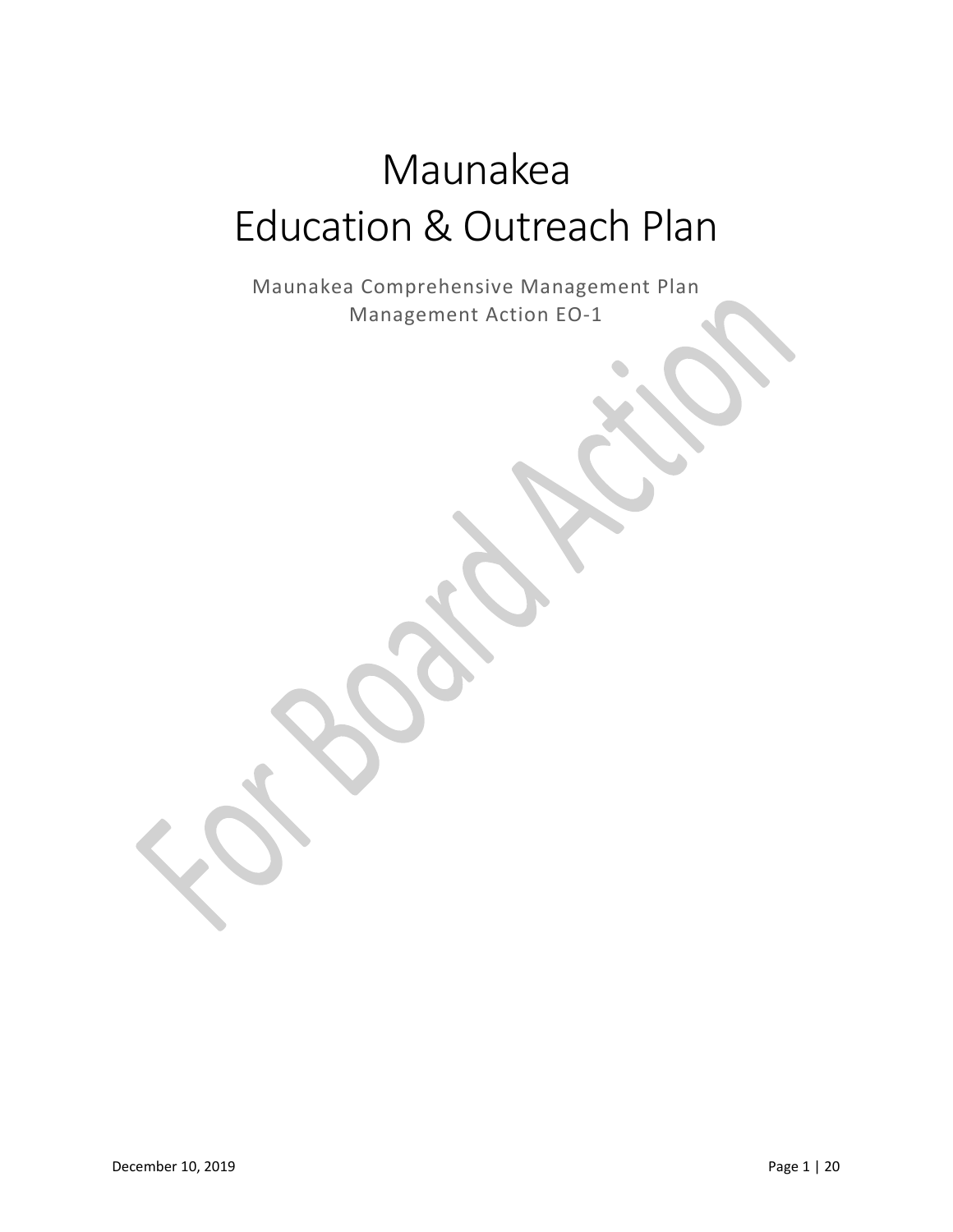# Maunakea
# Education & Outreach Plan

Maunakea Comprehensive Management Plan
Management Action EO-1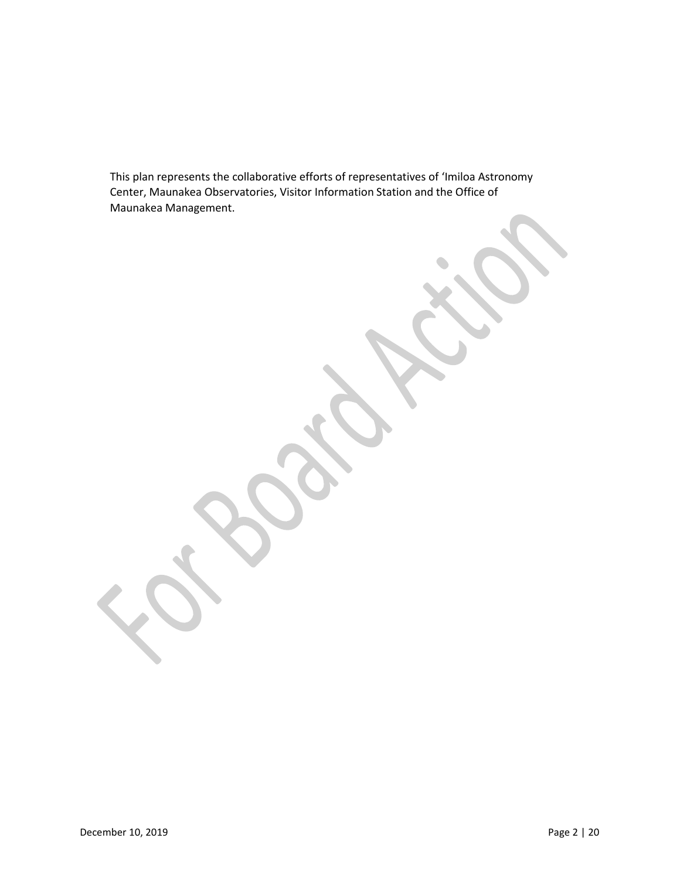This plan represents the collaborative efforts of representatives of ʻImiloa Astronomy Center, Maunakea Observatories, Visitor Information Station and the Office of Maunakea Management.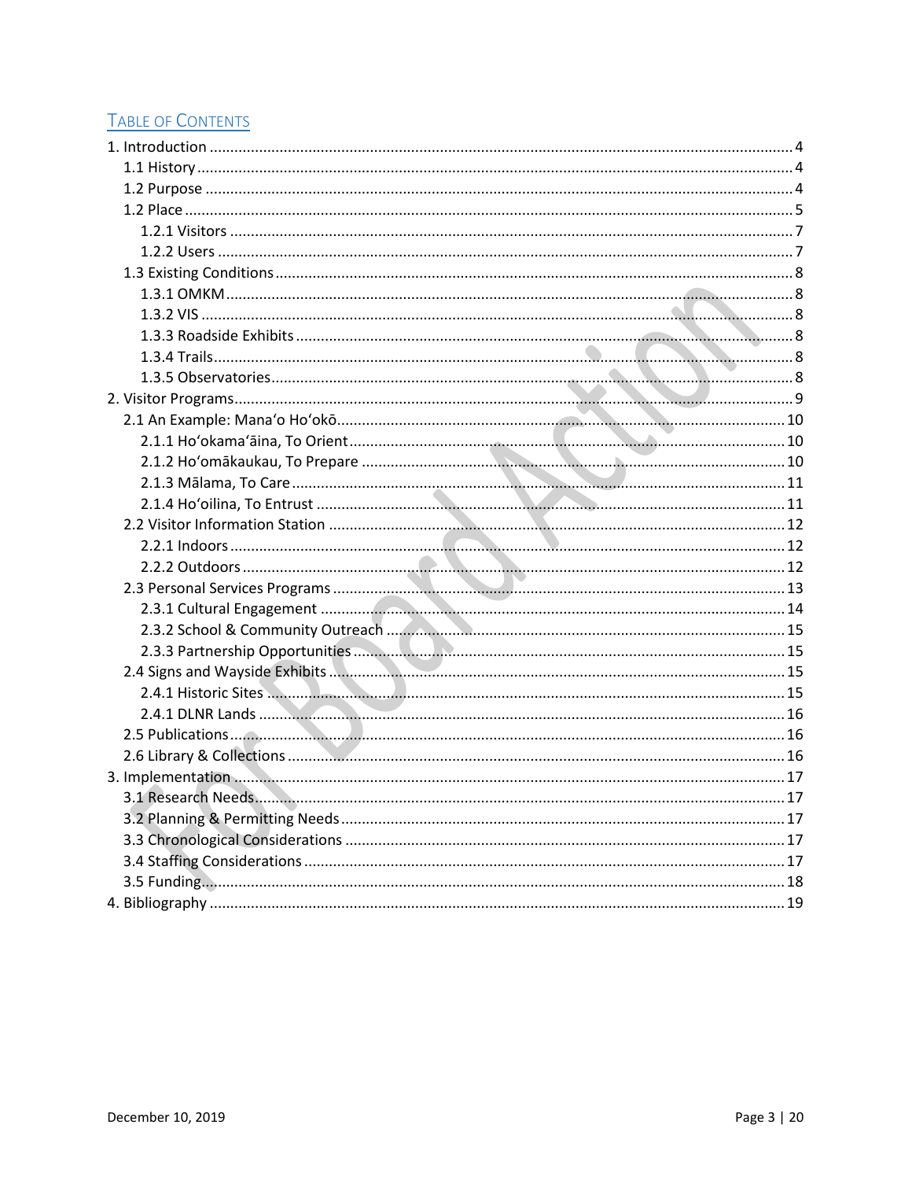## Table of Contents

1. Introduction ..... 4
   - 1.1 History ..... 4
   - 1.2 Purpose ..... 4
   - 1.2 Place ..... 5
     - 1.2.1 Visitors ..... 7
     - 1.2.2 Users ..... 7
   - 1.3 Existing Conditions ..... 8
     - 1.3.1 OMKM ..... 8
     - 1.3.2 VIS ..... 8
     - 1.3.3 Roadside Exhibits ..... 8
     - 1.3.4 Trails ..... 8
     - 1.3.5 Observatories ..... 8
2. Visitor Programs ..... 9
   - 2.1 An Example: Manaʻo Hoʻokō ..... 10
     - 2.1.1 Hoʻokamaʻāina, To Orient ..... 10
     - 2.1.2 Hoʻomākaukau, To Prepare ..... 10
     - 2.1.3 Mālama, To Care ..... 11
     - 2.1.4 Hoʻoilina, To Entrust ..... 11
   - 2.2 Visitor Information Station ..... 12
     - 2.2.1 Indoors ..... 12
     - 2.2.2 Outdoors ..... 12
   - 2.3 Personal Services Programs ..... 13
     - 2.3.1 Cultural Engagement ..... 14
     - 2.3.2 School & Community Outreach ..... 15
     - 2.3.3 Partnership Opportunities ..... 15
   - 2.4 Signs and Wayside Exhibits ..... 15
     - 2.4.1 Historic Sites ..... 15
     - 2.4.1 DLNR Lands ..... 16
   - 2.5 Publications ..... 16
   - 2.6 Library & Collections ..... 16
3. Implementation ..... 17
   - 3.1 Research Needs ..... 17
   - 3.2 Planning & Permitting Needs ..... 17
   - 3.3 Chronological Considerations ..... 17
   - 3.4 Staffing Considerations ..... 17
   - 3.5 Funding ..... 18
4. Bibliography ..... 19

For Board Action

December 10, 2019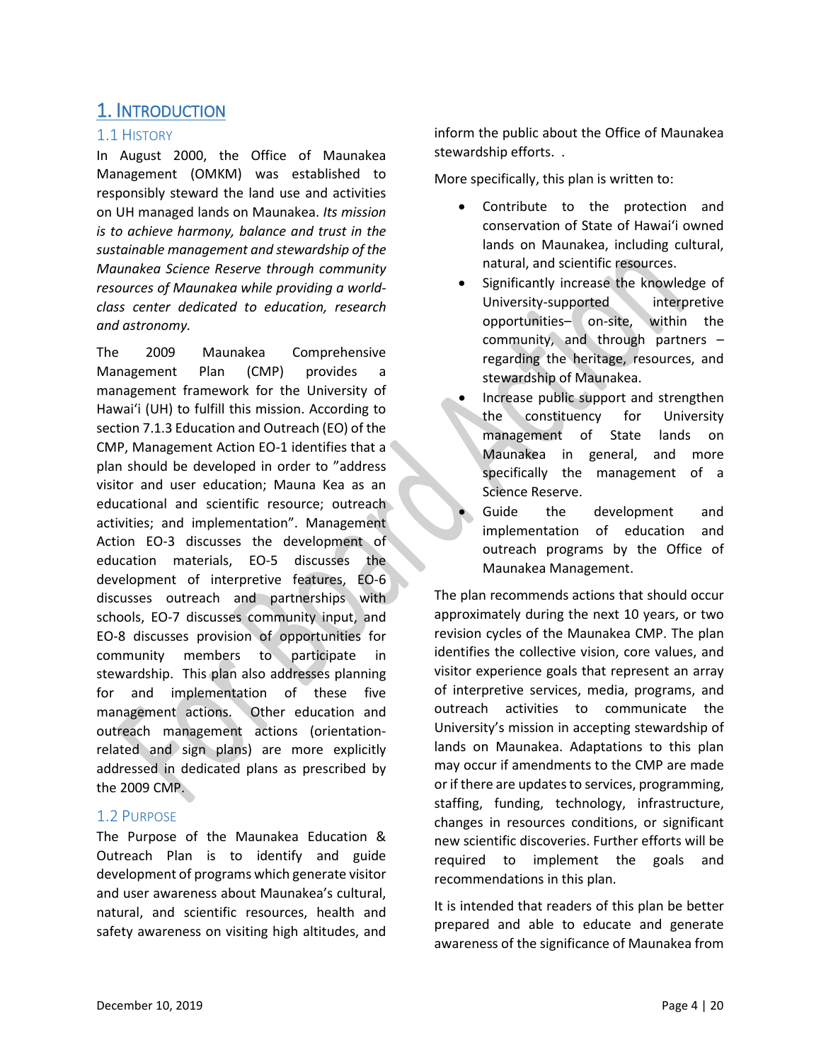# 1. Introduction

## 1.1 History

In August 2000, the Office of Maunakea Management (OMKM) was established to responsibly steward the land use and activities on UH managed lands on Maunakea. *Its mission is to achieve harmony, balance and trust in the sustainable management and stewardship of the Maunakea Science Reserve through community resources of Maunakea while providing a world-class center dedicated to education, research and astronomy.*

The 2009 Maunakea Comprehensive Management Plan (CMP) provides a management framework for the University of Hawaiʻi (UH) to fulfill this mission. According to section 7.1.3 Education and Outreach (EO) of the CMP, Management Action EO-1 identifies that a plan should be developed in order to "address visitor and user education; Mauna Kea as an educational and scientific resource; outreach activities; and implementation". Management Action EO-3 discusses the development of education materials, EO-5 discusses the development of interpretive features, EO-6 discusses outreach and partnerships with schools, EO-7 discusses community input, and EO-8 discusses provision of opportunities for community members to participate in stewardship. This plan also addresses planning for and implementation of these five management actions. Other education and outreach management actions (orientation-related and sign plans) are more explicitly addressed in dedicated plans as prescribed by the 2009 CMP.

## 1.2 Purpose

The Purpose of the Maunakea Education & Outreach Plan is to identify and guide development of programs which generate visitor and user awareness about Maunakea's cultural, natural, and scientific resources, health and safety awareness on visiting high altitudes, and inform the public about the Office of Maunakea stewardship efforts. .

More specifically, this plan is written to:

- Contribute to the protection and conservation of State of Hawaiʻi owned lands on Maunakea, including cultural, natural, and scientific resources.
- Significantly increase the knowledge of University-supported interpretive opportunities– on-site, within the community, and through partners – regarding the heritage, resources, and stewardship of Maunakea.
- Increase public support and strengthen the constituency for University management of State lands on Maunakea in general, and more specifically the management of a Science Reserve.
- Guide the development and implementation of education and outreach programs by the Office of Maunakea Management.

The plan recommends actions that should occur approximately during the next 10 years, or two revision cycles of the Maunakea CMP. The plan identifies the collective vision, core values, and visitor experience goals that represent an array of interpretive services, media, programs, and outreach activities to communicate the University's mission in accepting stewardship of lands on Maunakea. Adaptations to this plan may occur if amendments to the CMP are made or if there are updates to services, programming, staffing, funding, technology, infrastructure, changes in resources conditions, or significant new scientific discoveries. Further efforts will be required to implement the goals and recommendations in this plan.

It is intended that readers of this plan be better prepared and able to educate and generate awareness of the significance of Maunakea from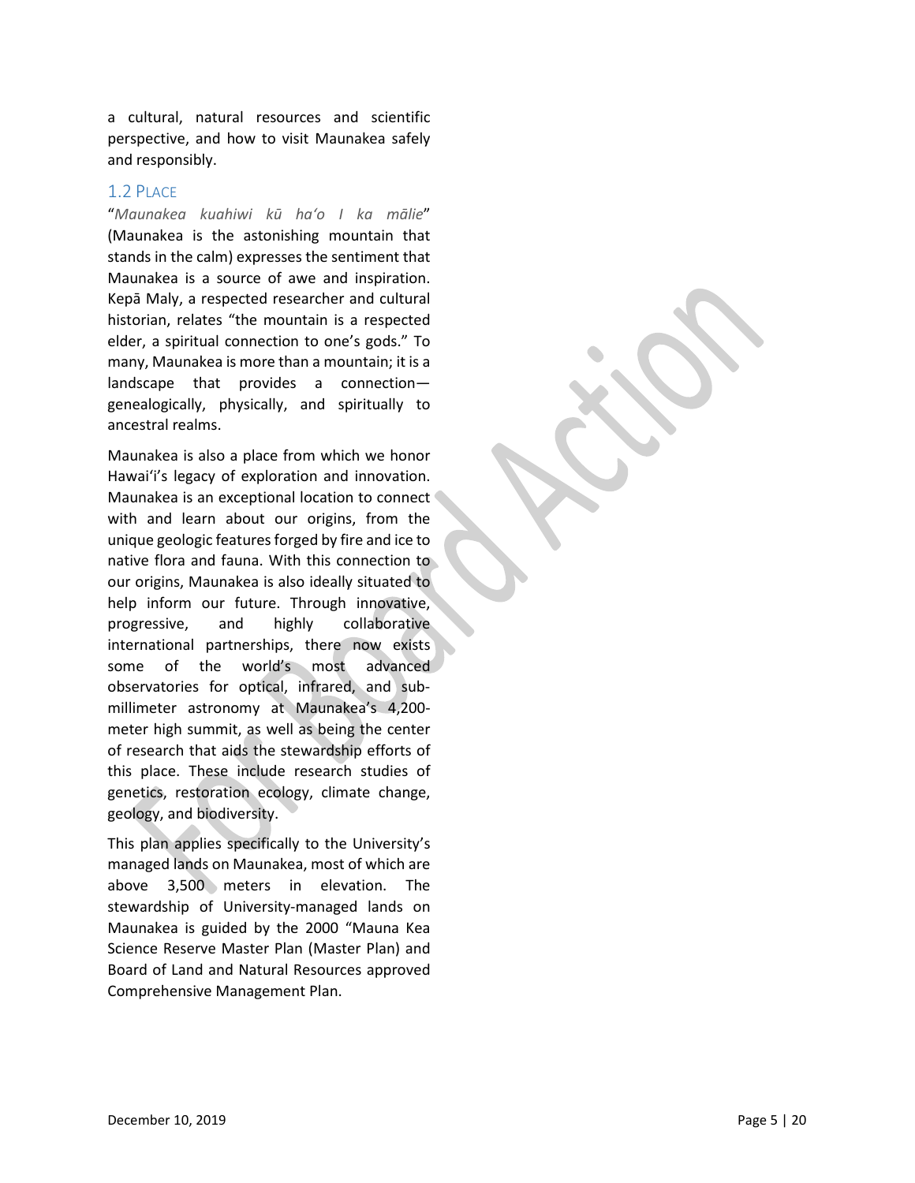a cultural, natural resources and scientific perspective, and how to visit Maunakea safely and responsibly.

## 1.2 Place

"*Maunakea kuahiwi kū haʻo I ka mālie*" (Maunakea is the astonishing mountain that stands in the calm) expresses the sentiment that Maunakea is a source of awe and inspiration. Kepā Maly, a respected researcher and cultural historian, relates "the mountain is a respected elder, a spiritual connection to one's gods." To many, Maunakea is more than a mountain; it is a landscape that provides a connection—genealogically, physically, and spiritually to ancestral realms.

Maunakea is also a place from which we honor Hawaiʻi's legacy of exploration and innovation. Maunakea is an exceptional location to connect with and learn about our origins, from the unique geologic features forged by fire and ice to native flora and fauna. With this connection to our origins, Maunakea is also ideally situated to help inform our future. Through innovative, progressive, and highly collaborative international partnerships, there now exists some of the world's most advanced observatories for optical, infrared, and sub-millimeter astronomy at Maunakea's 4,200-meter high summit, as well as being the center of research that aids the stewardship efforts of this place. These include research studies of genetics, restoration ecology, climate change, geology, and biodiversity.

This plan applies specifically to the University's managed lands on Maunakea, most of which are above 3,500 meters in elevation. The stewardship of University-managed lands on Maunakea is guided by the 2000 "Mauna Kea Science Reserve Master Plan (Master Plan) and Board of Land and Natural Resources approved Comprehensive Management Plan.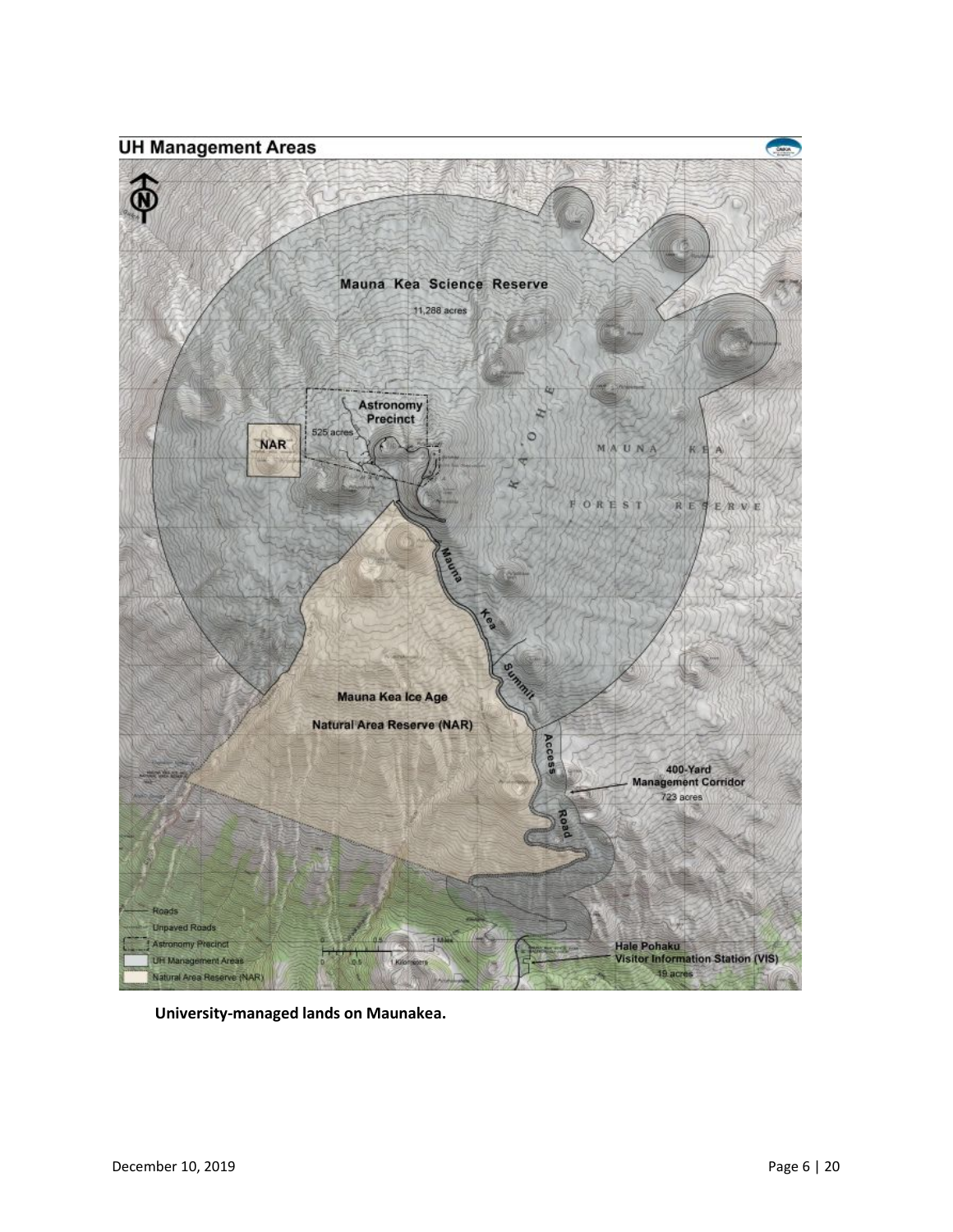## UH Management Areas

Mauna Kea Science Reserve

11,288 acres

Astronomy Precinct

525 acres

NAR

KA'OHE MAUNA KEA FOREST RESERVE

Mauna Kea Summit Access Road

Mauna Kea Ice Age Natural Area Reserve (NAR)

400-Yard Management Corridor

723 acres

Hale Pohaku Visitor Information Station (VIS)

19 acres

- Roads
- Unpaved Roads
- Astronomy Precinct
- UH Management Areas
- Natural Area Reserve (NAR)

**University-managed lands on Maunakea.**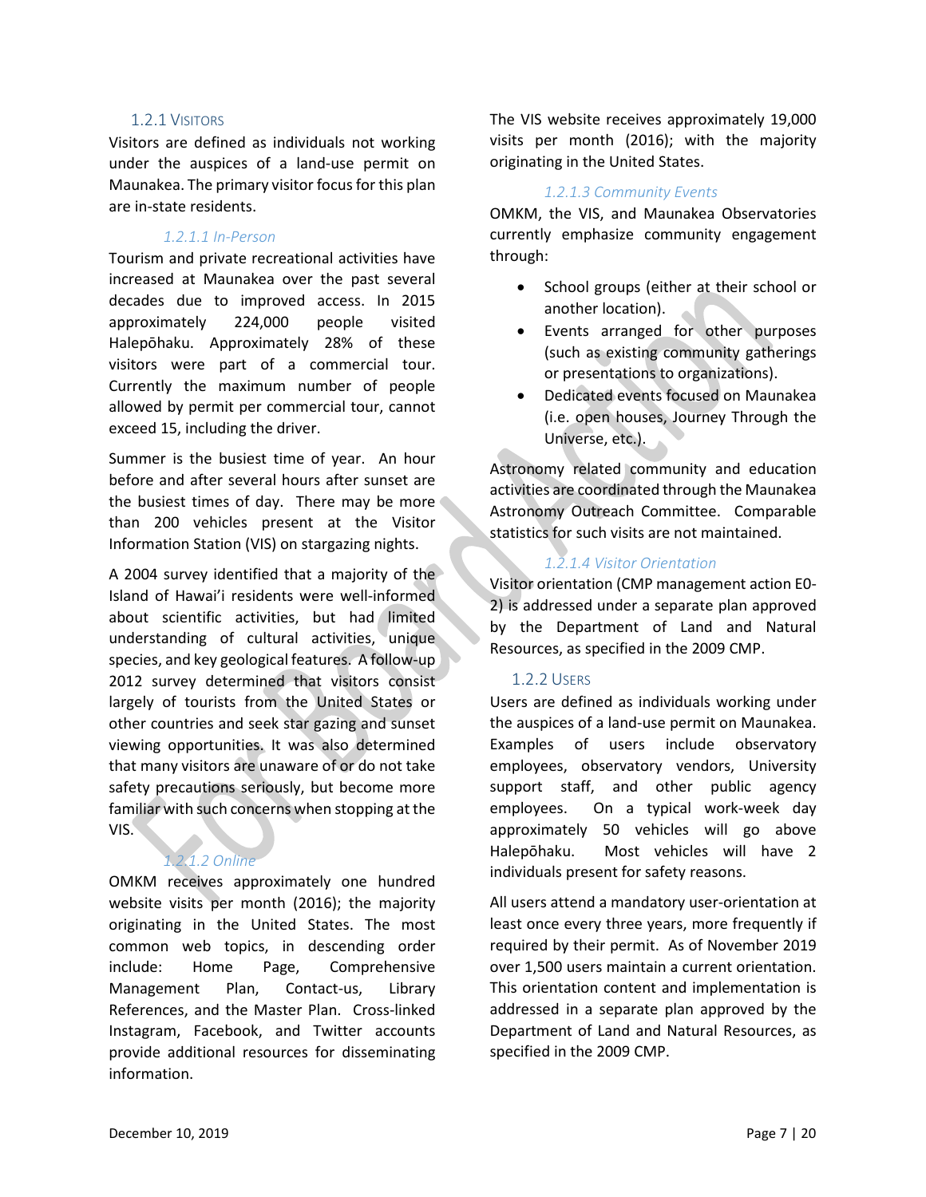### 1.2.1 Visitors

Visitors are defined as individuals not working under the auspices of a land-use permit on Maunakea. The primary visitor focus for this plan are in-state residents.

#### *1.2.1.1 In-Person*

Tourism and private recreational activities have increased at Maunakea over the past several decades due to improved access. In 2015 approximately 224,000 people visited Halepōhaku. Approximately 28% of these visitors were part of a commercial tour. Currently the maximum number of people allowed by permit per commercial tour, cannot exceed 15, including the driver.

Summer is the busiest time of year. An hour before and after several hours after sunset are the busiest times of day. There may be more than 200 vehicles present at the Visitor Information Station (VIS) on stargazing nights.

A 2004 survey identified that a majority of the Island of Hawai'i residents were well-informed about scientific activities, but had limited understanding of cultural activities, unique species, and key geological features. A follow-up 2012 survey determined that visitors consist largely of tourists from the United States or other countries and seek star gazing and sunset viewing opportunities. It was also determined that many visitors are unaware of or do not take safety precautions seriously, but become more familiar with such concerns when stopping at the VIS.

#### *1.2.1.2 Online*

OMKM receives approximately one hundred website visits per month (2016); the majority originating in the United States. The most common web topics, in descending order include: Home Page, Comprehensive Management Plan, Contact-us, Library References, and the Master Plan. Cross-linked Instagram, Facebook, and Twitter accounts provide additional resources for disseminating information.

The VIS website receives approximately 19,000 visits per month (2016); with the majority originating in the United States.

#### *1.2.1.3 Community Events*

OMKM, the VIS, and Maunakea Observatories currently emphasize community engagement through:

- School groups (either at their school or another location).
- Events arranged for other purposes (such as existing community gatherings or presentations to organizations).
- Dedicated events focused on Maunakea (i.e. open houses, Journey Through the Universe, etc.).

Astronomy related community and education activities are coordinated through the Maunakea Astronomy Outreach Committee. Comparable statistics for such visits are not maintained.

#### *1.2.1.4 Visitor Orientation*

Visitor orientation (CMP management action EO-2) is addressed under a separate plan approved by the Department of Land and Natural Resources, as specified in the 2009 CMP.

### 1.2.2 Users

Users are defined as individuals working under the auspices of a land-use permit on Maunakea. Examples of users include observatory employees, observatory vendors, University support staff, and other public agency employees. On a typical work-week day approximately 50 vehicles will go above Halepōhaku. Most vehicles will have 2 individuals present for safety reasons.

All users attend a mandatory user-orientation at least once every three years, more frequently if required by their permit. As of November 2019 over 1,500 users maintain a current orientation. This orientation content and implementation is addressed in a separate plan approved by the Department of Land and Natural Resources, as specified in the 2009 CMP.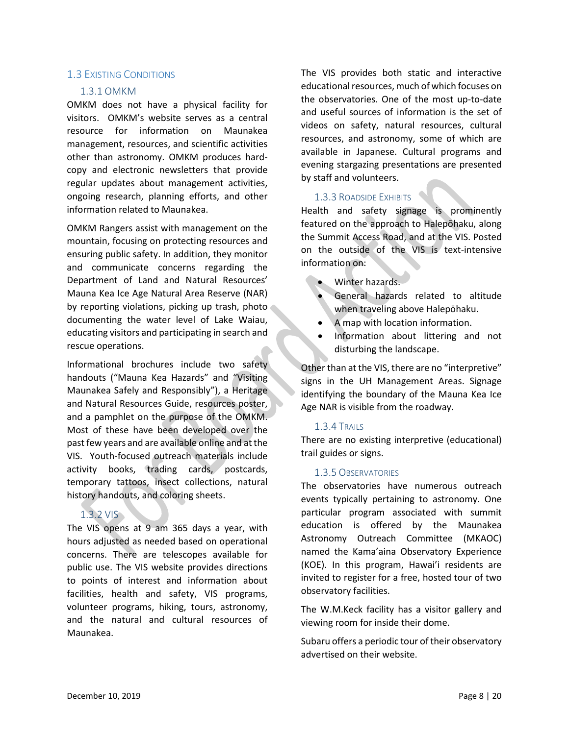## 1.3 Existing Conditions

### 1.3.1 OMKM

OMKM does not have a physical facility for visitors. OMKM's website serves as a central resource for information on Maunakea management, resources, and scientific activities other than astronomy. OMKM produces hard-copy and electronic newsletters that provide regular updates about management activities, ongoing research, planning efforts, and other information related to Maunakea.

OMKM Rangers assist with management on the mountain, focusing on protecting resources and ensuring public safety. In addition, they monitor and communicate concerns regarding the Department of Land and Natural Resources' Mauna Kea Ice Age Natural Area Reserve (NAR) by reporting violations, picking up trash, photo documenting the water level of Lake Waiau, educating visitors and participating in search and rescue operations.

Informational brochures include two safety handouts ("Mauna Kea Hazards" and "Visiting Maunakea Safely and Responsibly"), a Heritage and Natural Resources Guide, resources poster, and a pamphlet on the purpose of the OMKM. Most of these have been developed over the past few years and are available online and at the VIS. Youth-focused outreach materials include activity books, trading cards, postcards, temporary tattoos, insect collections, natural history handouts, and coloring sheets.

### 1.3.2 VIS

The VIS opens at 9 am 365 days a year, with hours adjusted as needed based on operational concerns. There are telescopes available for public use. The VIS website provides directions to points of interest and information about facilities, health and safety, VIS programs, volunteer programs, hiking, tours, astronomy, and the natural and cultural resources of Maunakea.

The VIS provides both static and interactive educational resources, much of which focuses on the observatories. One of the most up-to-date and useful sources of information is the set of videos on safety, natural resources, cultural resources, and astronomy, some of which are available in Japanese. Cultural programs and evening stargazing presentations are presented by staff and volunteers.

### 1.3.3 Roadside Exhibits

Health and safety signage is prominently featured on the approach to Halepōhaku, along the Summit Access Road, and at the VIS. Posted on the outside of the VIS is text-intensive information on:

- Winter hazards.
- General hazards related to altitude when traveling above Halepōhaku.
- A map with location information.
- Information about littering and not disturbing the landscape.

Other than at the VIS, there are no "interpretive" signs in the UH Management Areas. Signage identifying the boundary of the Mauna Kea Ice Age NAR is visible from the roadway.

### 1.3.4 Trails

There are no existing interpretive (educational) trail guides or signs.

### 1.3.5 Observatories

The observatories have numerous outreach events typically pertaining to astronomy. One particular program associated with summit education is offered by the Maunakea Astronomy Outreach Committee (MKAOC) named the Kama'aina Observatory Experience (KOE). In this program, Hawai'i residents are invited to register for a free, hosted tour of two observatory facilities.

The W.M.Keck facility has a visitor gallery and viewing room for inside their dome.

Subaru offers a periodic tour of their observatory advertised on their website.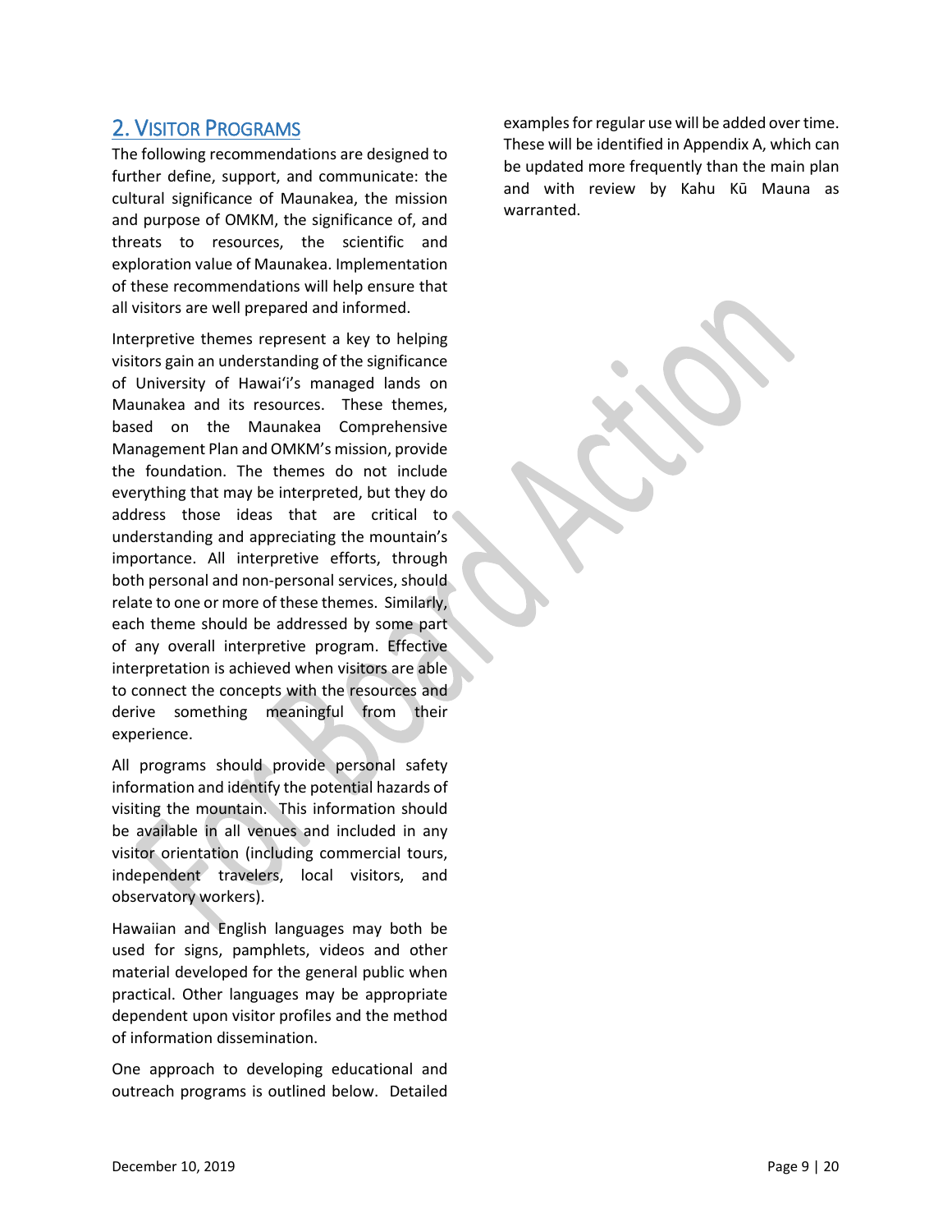## 2. Visitor Programs

The following recommendations are designed to further define, support, and communicate: the cultural significance of Maunakea, the mission and purpose of OMKM, the significance of, and threats to resources, the scientific and exploration value of Maunakea. Implementation of these recommendations will help ensure that all visitors are well prepared and informed.

Interpretive themes represent a key to helping visitors gain an understanding of the significance of University of Hawaiʻi's managed lands on Maunakea and its resources. These themes, based on the Maunakea Comprehensive Management Plan and OMKM's mission, provide the foundation. The themes do not include everything that may be interpreted, but they do address those ideas that are critical to understanding and appreciating the mountain's importance. All interpretive efforts, through both personal and non-personal services, should relate to one or more of these themes. Similarly, each theme should be addressed by some part of any overall interpretive program. Effective interpretation is achieved when visitors are able to connect the concepts with the resources and derive something meaningful from their experience.

All programs should provide personal safety information and identify the potential hazards of visiting the mountain. This information should be available in all venues and included in any visitor orientation (including commercial tours, independent travelers, local visitors, and observatory workers).

Hawaiian and English languages may both be used for signs, pamphlets, videos and other material developed for the general public when practical. Other languages may be appropriate dependent upon visitor profiles and the method of information dissemination.

One approach to developing educational and outreach programs is outlined below. Detailed examples for regular use will be added over time. These will be identified in Appendix A, which can be updated more frequently than the main plan and with review by Kahu Kū Mauna as warranted.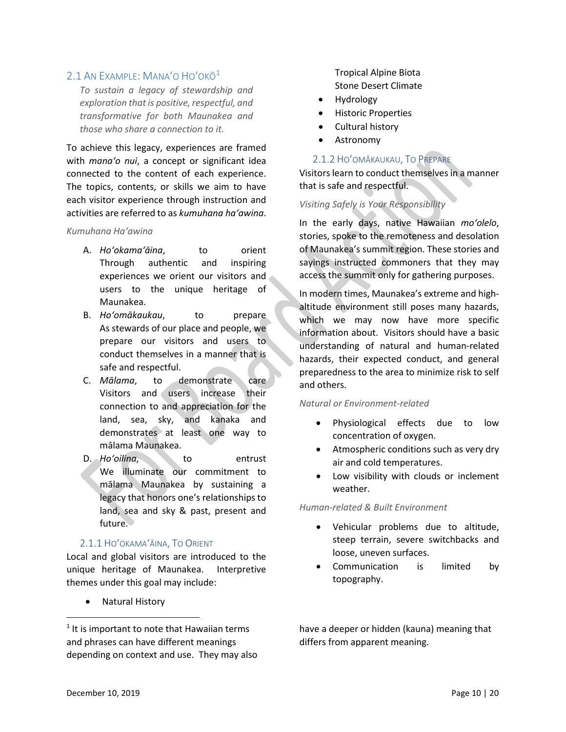## 2.1 An Example: Manaʻo Hoʻokō[1]

*To sustain a legacy of stewardship and exploration that is positive, respectful, and transformative for both Maunakea and those who share a connection to it.*

To achieve this legacy, experiences are framed with *manaʻo nui*, a concept or significant idea connected to the content of each experience. The topics, contents, or skills we aim to have each visitor experience through instruction and activities are referred to as *kumuhana haʻawina*.

*Kumuhana Haʻawina*

A. *Hoʻokamaʻāina*, to orient
Through authentic and inspiring experiences we orient our visitors and users to the unique heritage of Maunakea.

B. *Hoʻomākaukau*, to prepare
As stewards of our place and people, we prepare our visitors and users to conduct themselves in a manner that is safe and respectful.

C. *Mālama*, to demonstrate care
Visitors and users increase their connection to and appreciation for the land, sea, sky, and kanaka and demonstrates at least one way to mālama Maunakea.

D. *Hoʻoilina*, to entrust
We illuminate our commitment to mālama Maunakea by sustaining a legacy that honors one's relationships to land, sea and sky & past, present and future.

### 2.1.1 Hoʻokamaʻāina, To Orient

Local and global visitors are introduced to the unique heritage of Maunakea. Interpretive themes under this goal may include:

- Natural History
  Tropical Alpine Biota
  Stone Desert Climate
- Hydrology
- Historic Properties
- Cultural history
- Astronomy

### 2.1.2 Hoʻomākaukau, To Prepare

Visitors learn to conduct themselves in a manner that is safe and respectful.

*Visiting Safely is Your Responsibility*

In the early days, native Hawaiian *moʻolelo*, stories, spoke to the remoteness and desolation of Maunakea's summit region. These stories and sayings instructed commoners that they may access the summit only for gathering purposes.

In modern times, Maunakea's extreme and high-altitude environment still poses many hazards, which we may now have more specific information about. Visitors should have a basic understanding of natural and human-related hazards, their expected conduct, and general preparedness to the area to minimize risk to self and others.

*Natural or Environment-related*

- Physiological effects due to low concentration of oxygen.
- Atmospheric conditions such as very dry air and cold temperatures.
- Low visibility with clouds or inclement weather.

*Human-related & Built Environment*

- Vehicular problems due to altitude, steep terrain, severe switchbacks and loose, uneven surfaces.
- Communication is limited by topography.

---

[1] It is important to note that Hawaiian terms and phrases can have different meanings depending on context and use. They may also have a deeper or hidden (kauna) meaning that differs from apparent meaning.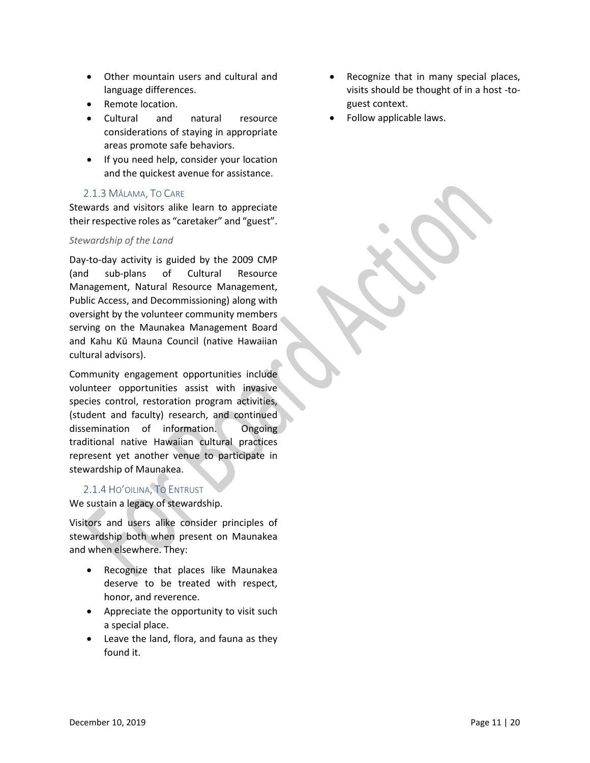- Other mountain users and cultural and language differences.
- Remote location.
- Cultural and natural resource considerations of staying in appropriate areas promote safe behaviors.
- If you need help, consider your location and the quickest avenue for assistance.

### 2.1.3 Mālama, To Care

Stewards and visitors alike learn to appreciate their respective roles as "caretaker" and "guest".

*Stewardship of the Land*

Day-to-day activity is guided by the 2009 CMP (and sub-plans of Cultural Resource Management, Natural Resource Management, Public Access, and Decommissioning) along with oversight by the volunteer community members serving on the Maunakea Management Board and Kahu Kū Mauna Council (native Hawaiian cultural advisors).

Community engagement opportunities include volunteer opportunities assist with invasive species control, restoration program activities, (student and faculty) research, and continued dissemination of information. Ongoing traditional native Hawaiian cultural practices represent yet another venue to participate in stewardship of Maunakea.

### 2.1.4 Ho'oilina, To Entrust

We sustain a legacy of stewardship.

Visitors and users alike consider principles of stewardship both when present on Maunakea and when elsewhere. They:

- Recognize that places like Maunakea deserve to be treated with respect, honor, and reverence.
- Appreciate the opportunity to visit such a special place.
- Leave the land, flora, and fauna as they found it.
- Recognize that in many special places, visits should be thought of in a host -to-guest context.
- Follow applicable laws.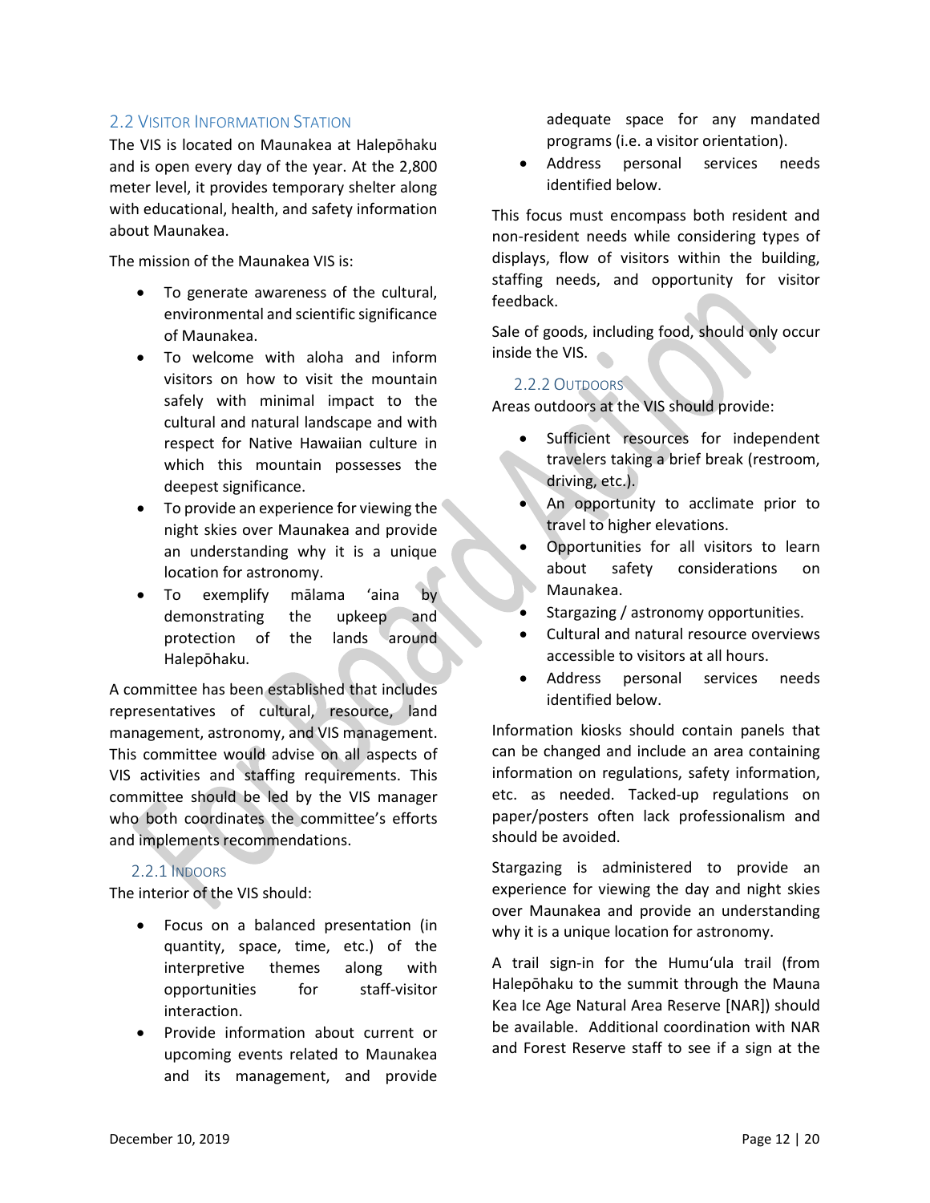## 2.2 Visitor Information Station

The VIS is located on Maunakea at Halepōhaku and is open every day of the year. At the 2,800 meter level, it provides temporary shelter along with educational, health, and safety information about Maunakea.

The mission of the Maunakea VIS is:

- To generate awareness of the cultural, environmental and scientific significance of Maunakea.
- To welcome with aloha and inform visitors on how to visit the mountain safely with minimal impact to the cultural and natural landscape and with respect for Native Hawaiian culture in which this mountain possesses the deepest significance.
- To provide an experience for viewing the night skies over Maunakea and provide an understanding why it is a unique location for astronomy.
- To exemplify mālama ʻaina by demonstrating the upkeep and protection of the lands around Halepōhaku.

A committee has been established that includes representatives of cultural, resource, land management, astronomy, and VIS management. This committee would advise on all aspects of VIS activities and staffing requirements. This committee should be led by the VIS manager who both coordinates the committee's efforts and implements recommendations.

### 2.2.1 Indoors

The interior of the VIS should:

- Focus on a balanced presentation (in quantity, space, time, etc.) of the interpretive themes along with opportunities for staff-visitor interaction.
- Provide information about current or upcoming events related to Maunakea and its management, and provide adequate space for any mandated programs (i.e. a visitor orientation).
- Address personal services needs identified below.

This focus must encompass both resident and non-resident needs while considering types of displays, flow of visitors within the building, staffing needs, and opportunity for visitor feedback.

Sale of goods, including food, should only occur inside the VIS.

### 2.2.2 Outdoors

Areas outdoors at the VIS should provide:

- Sufficient resources for independent travelers taking a brief break (restroom, driving, etc.).
- An opportunity to acclimate prior to travel to higher elevations.
- Opportunities for all visitors to learn about safety considerations on Maunakea.
- Stargazing / astronomy opportunities.
- Cultural and natural resource overviews accessible to visitors at all hours.
- Address personal services needs identified below.

Information kiosks should contain panels that can be changed and include an area containing information on regulations, safety information, etc. as needed. Tacked-up regulations on paper/posters often lack professionalism and should be avoided.

Stargazing is administered to provide an experience for viewing the day and night skies over Maunakea and provide an understanding why it is a unique location for astronomy.

A trail sign-in for the Humuʻula trail (from Halepōhaku to the summit through the Mauna Kea Ice Age Natural Area Reserve [NAR]) should be available. Additional coordination with NAR and Forest Reserve staff to see if a sign at the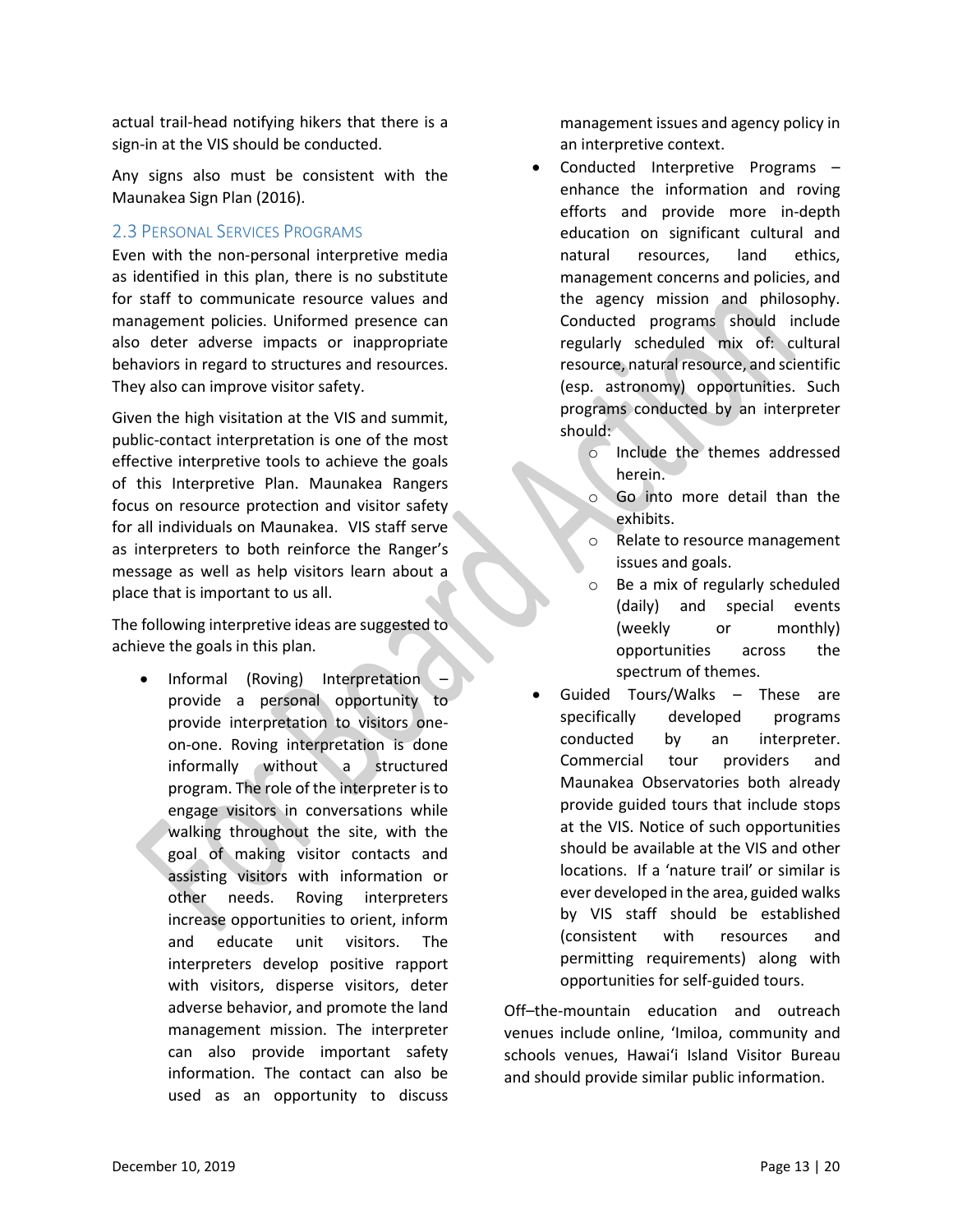actual trail-head notifying hikers that there is a sign-in at the VIS should be conducted.

Any signs also must be consistent with the Maunakea Sign Plan (2016).

## 2.3 Personal Services Programs

Even with the non-personal interpretive media as identified in this plan, there is no substitute for staff to communicate resource values and management policies. Uniformed presence can also deter adverse impacts or inappropriate behaviors in regard to structures and resources. They also can improve visitor safety.

Given the high visitation at the VIS and summit, public-contact interpretation is one of the most effective interpretive tools to achieve the goals of this Interpretive Plan. Maunakea Rangers focus on resource protection and visitor safety for all individuals on Maunakea. VIS staff serve as interpreters to both reinforce the Ranger's message as well as help visitors learn about a place that is important to us all.

The following interpretive ideas are suggested to achieve the goals in this plan.

- Informal (Roving) Interpretation – provide a personal opportunity to provide interpretation to visitors one-on-one. Roving interpretation is done informally without a structured program. The role of the interpreter is to engage visitors in conversations while walking throughout the site, with the goal of making visitor contacts and assisting visitors with information or other needs. Roving interpreters increase opportunities to orient, inform and educate unit visitors. The interpreters develop positive rapport with visitors, disperse visitors, deter adverse behavior, and promote the land management mission. The interpreter can also provide important safety information. The contact can also be used as an opportunity to discuss management issues and agency policy in an interpretive context.
- Conducted Interpretive Programs – enhance the information and roving efforts and provide more in-depth education on significant cultural and natural resources, land ethics, management concerns and policies, and the agency mission and philosophy. Conducted programs should include regularly scheduled mix of: cultural resource, natural resource, and scientific (esp. astronomy) opportunities. Such programs conducted by an interpreter should:
  - Include the themes addressed herein.
  - Go into more detail than the exhibits.
  - Relate to resource management issues and goals.
  - Be a mix of regularly scheduled (daily) and special events (weekly or monthly) opportunities across the spectrum of themes.
- Guided Tours/Walks – These are specifically developed programs conducted by an interpreter. Commercial tour providers and Maunakea Observatories both already provide guided tours that include stops at the VIS. Notice of such opportunities should be available at the VIS and other locations. If a 'nature trail' or similar is ever developed in the area, guided walks by VIS staff should be established (consistent with resources and permitting requirements) along with opportunities for self-guided tours.

Off–the-mountain education and outreach venues include online, 'Imiloa, community and schools venues, Hawai'i Island Visitor Bureau and should provide similar public information.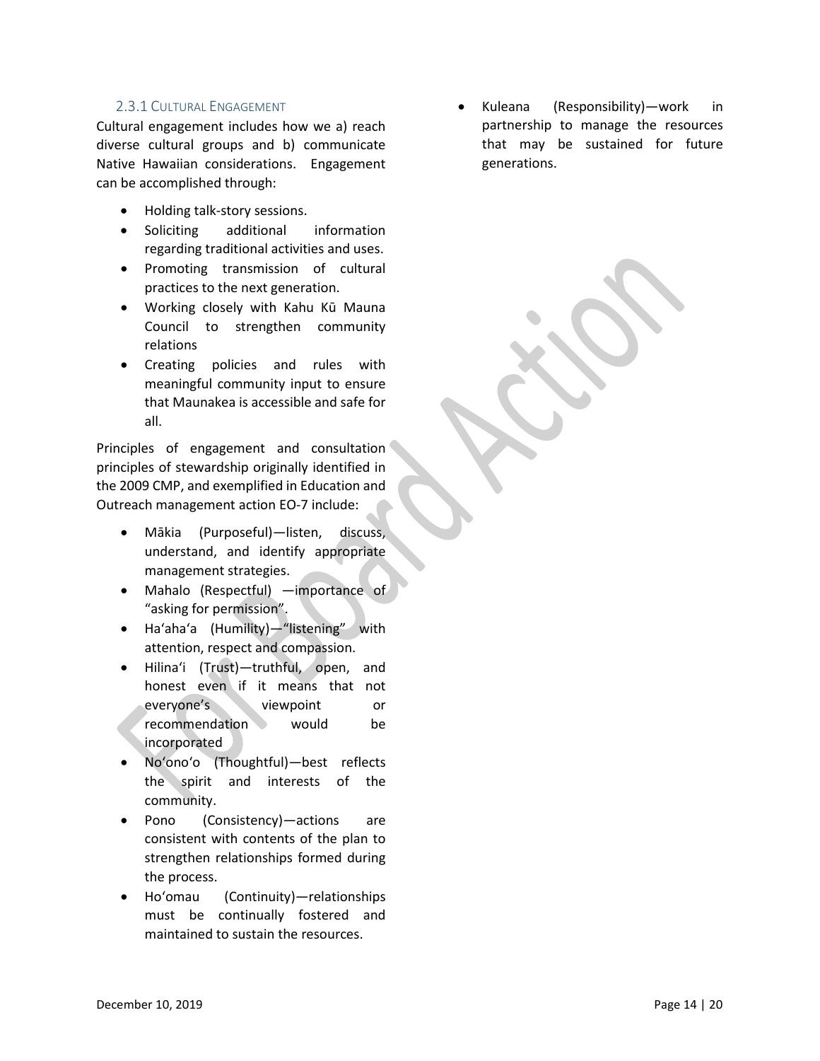### 2.3.1 Cultural Engagement

Cultural engagement includes how we a) reach diverse cultural groups and b) communicate Native Hawaiian considerations. Engagement can be accomplished through:

- Holding talk-story sessions.
- Soliciting additional information regarding traditional activities and uses.
- Promoting transmission of cultural practices to the next generation.
- Working closely with Kahu Kū Mauna Council to strengthen community relations
- Creating policies and rules with meaningful community input to ensure that Maunakea is accessible and safe for all.

Principles of engagement and consultation principles of stewardship originally identified in the 2009 CMP, and exemplified in Education and Outreach management action EO-7 include:

- Mākia (Purposeful)—listen, discuss, understand, and identify appropriate management strategies.
- Mahalo (Respectful) —importance of "asking for permission".
- Haʻahaʻa (Humility)—"listening" with attention, respect and compassion.
- Hilinaʻi (Trust)—truthful, open, and honest even if it means that not everyone's viewpoint or recommendation would be incorporated
- Noʻonoʻo (Thoughtful)—best reflects the spirit and interests of the community.
- Pono (Consistency)—actions are consistent with contents of the plan to strengthen relationships formed during the process.
- Hoʻomau (Continuity)—relationships must be continually fostered and maintained to sustain the resources.
- Kuleana (Responsibility)—work in partnership to manage the resources that may be sustained for future generations.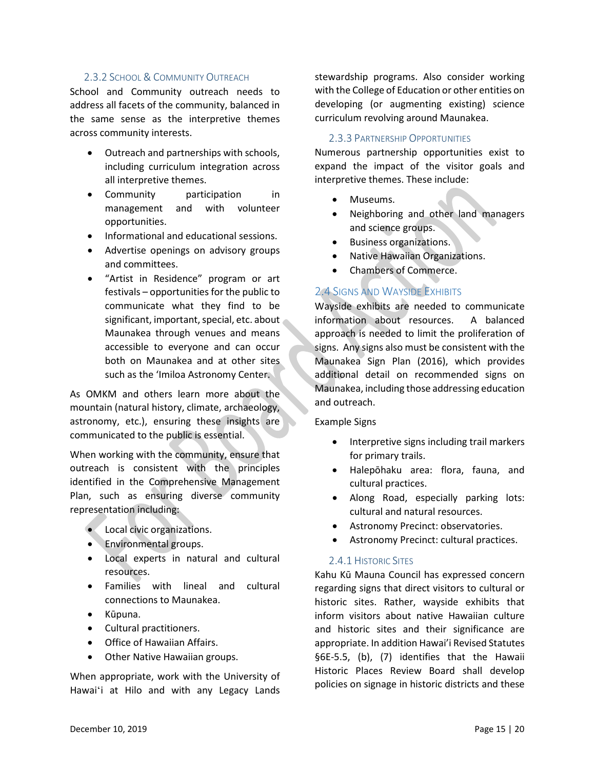### 2.3.2 School & Community Outreach

School and Community outreach needs to address all facets of the community, balanced in the same sense as the interpretive themes across community interests.

- Outreach and partnerships with schools, including curriculum integration across all interpretive themes.
- Community participation in management and with volunteer opportunities.
- Informational and educational sessions.
- Advertise openings on advisory groups and committees.
- "Artist in Residence" program or art festivals – opportunities for the public to communicate what they find to be significant, important, special, etc. about Maunakea through venues and means accessible to everyone and can occur both on Maunakea and at other sites such as the ʻImiloa Astronomy Center.

As OMKM and others learn more about the mountain (natural history, climate, archaeology, astronomy, etc.), ensuring these insights are communicated to the public is essential.

When working with the community, ensure that outreach is consistent with the principles identified in the Comprehensive Management Plan, such as ensuring diverse community representation including:

- Local civic organizations.
- Environmental groups.
- Local experts in natural and cultural resources.
- Families with lineal and cultural connections to Maunakea.
- Kūpuna.
- Cultural practitioners.
- Office of Hawaiian Affairs.
- Other Native Hawaiian groups.

When appropriate, work with the University of Hawaiʻi at Hilo and with any Legacy Lands stewardship programs. Also consider working with the College of Education or other entities on developing (or augmenting existing) science curriculum revolving around Maunakea.

### 2.3.3 Partnership Opportunities

Numerous partnership opportunities exist to expand the impact of the visitor goals and interpretive themes. These include:

- Museums.
- Neighboring and other land managers and science groups.
- Business organizations.
- Native Hawaiian Organizations.
- Chambers of Commerce.

## 2.4 Signs and Wayside Exhibits

Wayside exhibits are needed to communicate information about resources. A balanced approach is needed to limit the proliferation of signs. Any signs also must be consistent with the Maunakea Sign Plan (2016), which provides additional detail on recommended signs on Maunakea, including those addressing education and outreach.

Example Signs

- Interpretive signs including trail markers for primary trails.
- Halepōhaku area: flora, fauna, and cultural practices.
- Along Road, especially parking lots: cultural and natural resources.
- Astronomy Precinct: observatories.
- Astronomy Precinct: cultural practices.

### 2.4.1 Historic Sites

Kahu Kū Mauna Council has expressed concern regarding signs that direct visitors to cultural or historic sites. Rather, wayside exhibits that inform visitors about native Hawaiian culture and historic sites and their significance are appropriate. In addition Hawaiʻi Revised Statutes §6E-5.5, (b), (7) identifies that the Hawaii Historic Places Review Board shall develop policies on signage in historic districts and these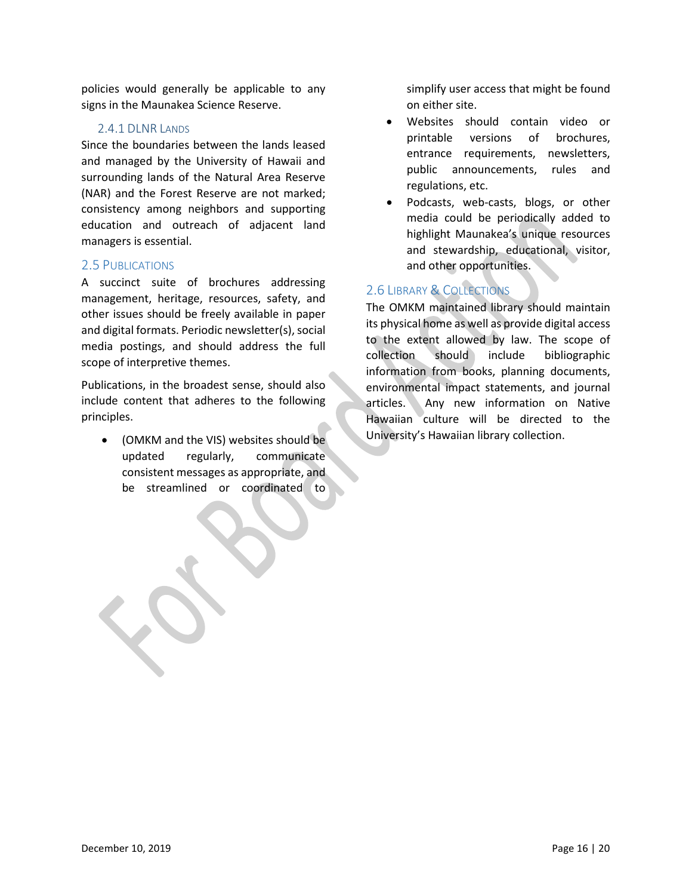policies would generally be applicable to any signs in the Maunakea Science Reserve.

### 2.4.1 DLNR Lands

Since the boundaries between the lands leased and managed by the University of Hawaii and surrounding lands of the Natural Area Reserve (NAR) and the Forest Reserve are not marked; consistency among neighbors and supporting education and outreach of adjacent land managers is essential.

## 2.5 Publications

A succinct suite of brochures addressing management, heritage, resources, safety, and other issues should be freely available in paper and digital formats. Periodic newsletter(s), social media postings, and should address the full scope of interpretive themes.

Publications, in the broadest sense, should also include content that adheres to the following principles.

- (OMKM and the VIS) websites should be updated regularly, communicate consistent messages as appropriate, and be streamlined or coordinated to simplify user access that might be found on either site.
- Websites should contain video or printable versions of brochures, entrance requirements, newsletters, public announcements, rules and regulations, etc.
- Podcasts, web-casts, blogs, or other media could be periodically added to highlight Maunakea's unique resources and stewardship, educational, visitor, and other opportunities.

## 2.6 Library & Collections

The OMKM maintained library should maintain its physical home as well as provide digital access to the extent allowed by law. The scope of collection should include bibliographic information from books, planning documents, environmental impact statements, and journal articles. Any new information on Native Hawaiian culture will be directed to the University's Hawaiian library collection.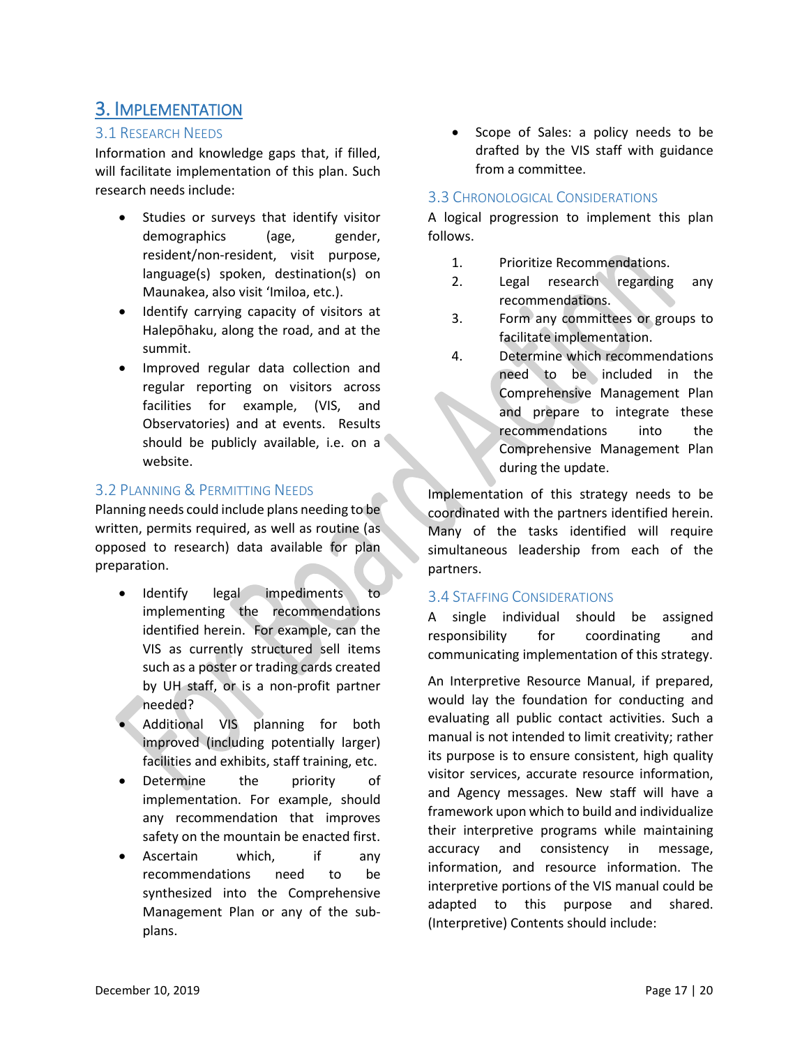# 3. Implementation

## 3.1 Research Needs

Information and knowledge gaps that, if filled, will facilitate implementation of this plan. Such research needs include:

- Studies or surveys that identify visitor demographics (age, gender, resident/non-resident, visit purpose, language(s) spoken, destination(s) on Maunakea, also visit ʻImiloa, etc.).
- Identify carrying capacity of visitors at Halepōhaku, along the road, and at the summit.
- Improved regular data collection and regular reporting on visitors across facilities for example, (VIS, and Observatories) and at events. Results should be publicly available, i.e. on a website.

## 3.2 Planning & Permitting Needs

Planning needs could include plans needing to be written, permits required, as well as routine (as opposed to research) data available for plan preparation.

- Identify legal impediments to implementing the recommendations identified herein. For example, can the VIS as currently structured sell items such as a poster or trading cards created by UH staff, or is a non-profit partner needed?
- Additional VIS planning for both improved (including potentially larger) facilities and exhibits, staff training, etc.
- Determine the priority of implementation. For example, should any recommendation that improves safety on the mountain be enacted first.
- Ascertain which, if any recommendations need to be synthesized into the Comprehensive Management Plan or any of the sub-plans.
- Scope of Sales: a policy needs to be drafted by the VIS staff with guidance from a committee.

## 3.3 Chronological Considerations

A logical progression to implement this plan follows.

1. Prioritize Recommendations.
2. Legal research regarding any recommendations.
3. Form any committees or groups to facilitate implementation.
4. Determine which recommendations need to be included in the Comprehensive Management Plan and prepare to integrate these recommendations into the Comprehensive Management Plan during the update.

Implementation of this strategy needs to be coordinated with the partners identified herein. Many of the tasks identified will require simultaneous leadership from each of the partners.

## 3.4 Staffing Considerations

A single individual should be assigned responsibility for coordinating and communicating implementation of this strategy.

An Interpretive Resource Manual, if prepared, would lay the foundation for conducting and evaluating all public contact activities. Such a manual is not intended to limit creativity; rather its purpose is to ensure consistent, high quality visitor services, accurate resource information, and Agency messages. New staff will have a framework upon which to build and individualize their interpretive programs while maintaining accuracy and consistency in message, information, and resource information. The interpretive portions of the VIS manual could be adapted to this purpose and shared. (Interpretive) Contents should include: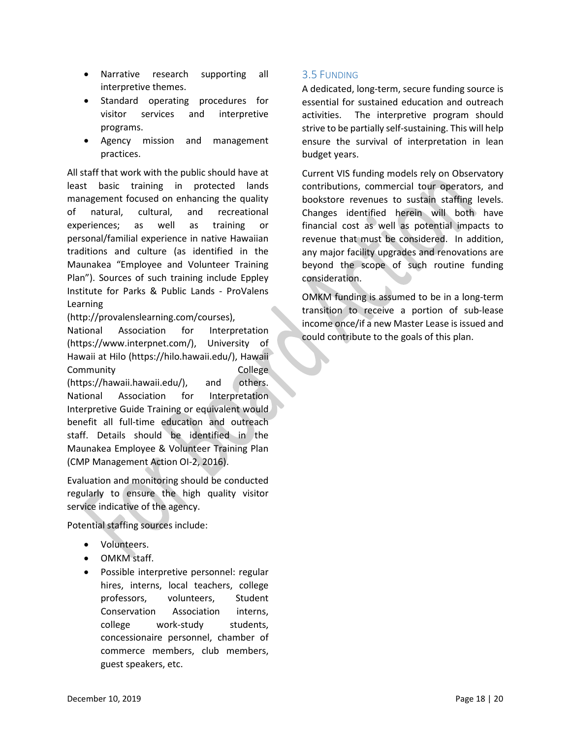- Narrative research supporting all interpretive themes.
- Standard operating procedures for visitor services and interpretive programs.
- Agency mission and management practices.

All staff that work with the public should have at least basic training in protected lands management focused on enhancing the quality of natural, cultural, and recreational experiences; as well as training or personal/familial experience in native Hawaiian traditions and culture (as identified in the Maunakea "Employee and Volunteer Training Plan"). Sources of such training include Eppley Institute for Parks & Public Lands - ProValens Learning (http://provalenslearning.com/courses), National Association for Interpretation (https://www.interpnet.com/), University of Hawaii at Hilo (https://hilo.hawaii.edu/), Hawaii Community College (https://hawaii.hawaii.edu/), and others. National Association for Interpretation Interpretive Guide Training or equivalent would benefit all full-time education and outreach staff. Details should be identified in the Maunakea Employee & Volunteer Training Plan (CMP Management Action OI-2, 2016).

Evaluation and monitoring should be conducted regularly to ensure the high quality visitor service indicative of the agency.

Potential staffing sources include:

- Volunteers.
- OMKM staff.
- Possible interpretive personnel: regular hires, interns, local teachers, college professors, volunteers, Student Conservation Association interns, college work-study students, concessionaire personnel, chamber of commerce members, club members, guest speakers, etc.

## 3.5 Funding

A dedicated, long-term, secure funding source is essential for sustained education and outreach activities. The interpretive program should strive to be partially self-sustaining. This will help ensure the survival of interpretation in lean budget years.

Current VIS funding models rely on Observatory contributions, commercial tour operators, and bookstore revenues to sustain staffing levels. Changes identified herein will both have financial cost as well as potential impacts to revenue that must be considered. In addition, any major facility upgrades and renovations are beyond the scope of such routine funding consideration.

OMKM funding is assumed to be in a long-term transition to receive a portion of sub-lease income once/if a new Master Lease is issued and could contribute to the goals of this plan.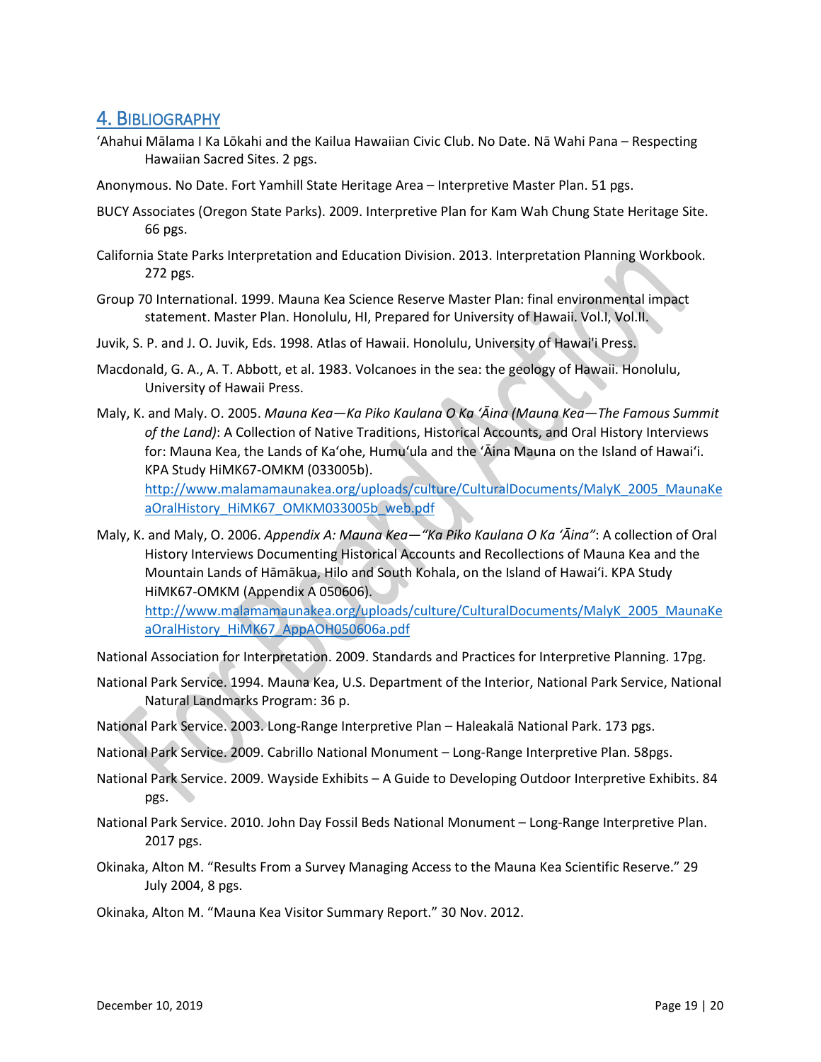## 4. Bibliography

ʻAhahui Mālama I Ka Lōkahi and the Kailua Hawaiian Civic Club. No Date. Nā Wahi Pana – Respecting Hawaiian Sacred Sites. 2 pgs.

Anonymous. No Date. Fort Yamhill State Heritage Area – Interpretive Master Plan. 51 pgs.

BUCY Associates (Oregon State Parks). 2009. Interpretive Plan for Kam Wah Chung State Heritage Site. 66 pgs.

California State Parks Interpretation and Education Division. 2013. Interpretation Planning Workbook. 272 pgs.

Group 70 International. 1999. Mauna Kea Science Reserve Master Plan: final environmental impact statement. Master Plan. Honolulu, HI, Prepared for University of Hawaii. Vol.I, Vol.II.

Juvik, S. P. and J. O. Juvik, Eds. 1998. Atlas of Hawaii. Honolulu, University of Hawai'i Press.

Macdonald, G. A., A. T. Abbott, et al. 1983. Volcanoes in the sea: the geology of Hawaii. Honolulu, University of Hawaii Press.

Maly, K. and Maly. O. 2005. *Mauna Kea—Ka Piko Kaulana O Ka ʻĀina (Mauna Kea—The Famous Summit of the Land)*: A Collection of Native Traditions, Historical Accounts, and Oral History Interviews for: Mauna Kea, the Lands of Kaʻohe, Humuʻula and the ʻĀina Mauna on the Island of Hawaiʻi. KPA Study HiMK67-OMKM (033005b). http://www.malamamaunakea.org/uploads/culture/CulturalDocuments/MalyK_2005_MaunaKeaOralHistory_HiMK67_OMKM033005b_web.pdf

Maly, K. and Maly, O. 2006. *Appendix A: Mauna Kea—"Ka Piko Kaulana O Ka ʻĀina"*: A collection of Oral History Interviews Documenting Historical Accounts and Recollections of Mauna Kea and the Mountain Lands of Hāmākua, Hilo and South Kohala, on the Island of Hawaiʻi. KPA Study HiMK67-OMKM (Appendix A 050606). http://www.malamamaunakea.org/uploads/culture/CulturalDocuments/MalyK_2005_MaunaKeaOralHistory_HiMK67_AppAOH050606a.pdf

National Association for Interpretation. 2009. Standards and Practices for Interpretive Planning. 17pg.

National Park Service. 1994. Mauna Kea, U.S. Department of the Interior, National Park Service, National Natural Landmarks Program: 36 p.

National Park Service. 2003. Long-Range Interpretive Plan – Haleakalā National Park. 173 pgs.

National Park Service. 2009. Cabrillo National Monument – Long-Range Interpretive Plan. 58pgs.

National Park Service. 2009. Wayside Exhibits – A Guide to Developing Outdoor Interpretive Exhibits. 84 pgs.

National Park Service. 2010. John Day Fossil Beds National Monument – Long-Range Interpretive Plan. 2017 pgs.

Okinaka, Alton M. "Results From a Survey Managing Access to the Mauna Kea Scientific Reserve." 29 July 2004, 8 pgs.

Okinaka, Alton M. "Mauna Kea Visitor Summary Report." 30 Nov. 2012.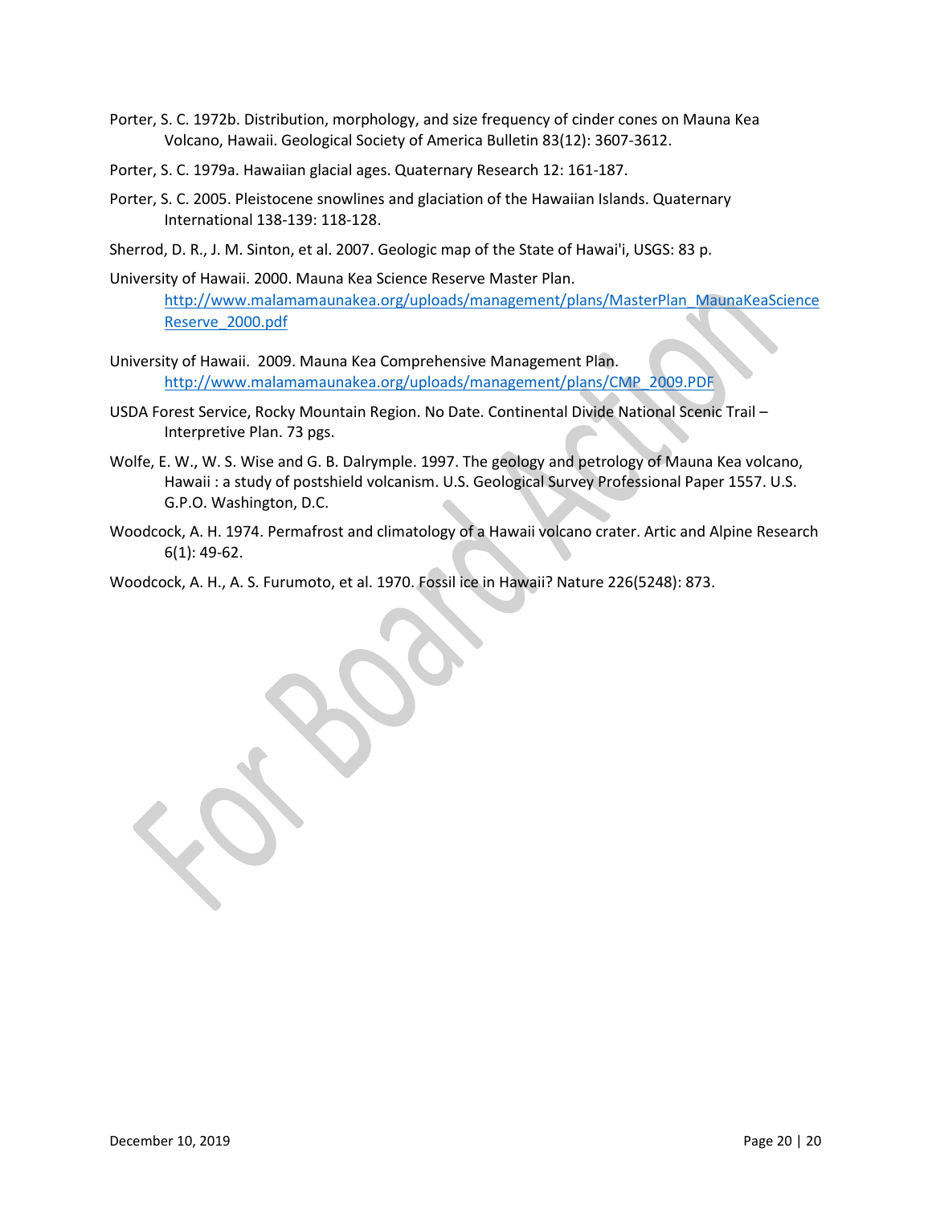Porter, S. C. 1972b. Distribution, morphology, and size frequency of cinder cones on Mauna Kea Volcano, Hawaii. Geological Society of America Bulletin 83(12): 3607-3612.

Porter, S. C. 1979a. Hawaiian glacial ages. Quaternary Research 12: 161-187.

Porter, S. C. 2005. Pleistocene snowlines and glaciation of the Hawaiian Islands. Quaternary International 138-139: 118-128.

Sherrod, D. R., J. M. Sinton, et al. 2007. Geologic map of the State of Hawai'i, USGS: 83 p.

University of Hawaii. 2000. Mauna Kea Science Reserve Master Plan. http://www.malamamaunakea.org/uploads/management/plans/MasterPlan_MaunaKeaScienceReserve_2000.pdf

University of Hawaii. 2009. Mauna Kea Comprehensive Management Plan. http://www.malamamaunakea.org/uploads/management/plans/CMP_2009.PDF

USDA Forest Service, Rocky Mountain Region. No Date. Continental Divide National Scenic Trail – Interpretive Plan. 73 pgs.

Wolfe, E. W., W. S. Wise and G. B. Dalrymple. 1997. The geology and petrology of Mauna Kea volcano, Hawaii : a study of postshield volcanism. U.S. Geological Survey Professional Paper 1557. U.S. G.P.O. Washington, D.C.

Woodcock, A. H. 1974. Permafrost and climatology of a Hawaii volcano crater. Artic and Alpine Research 6(1): 49-62.

Woodcock, A. H., A. S. Furumoto, et al. 1970. Fossil ice in Hawaii? Nature 226(5248): 873.